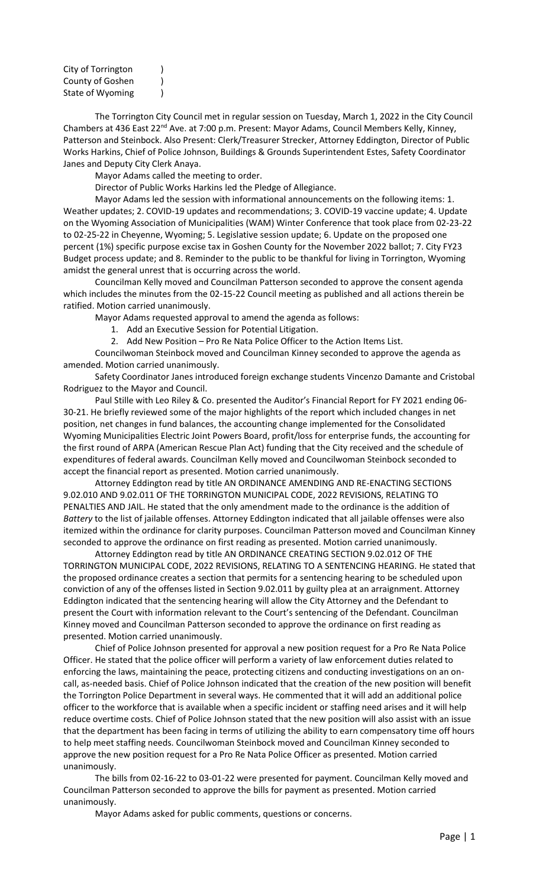City of Torrington )
County of Goshen )
State of Wyoming )

The Torrington City Council met in regular session on Tuesday, March 1, 2022 in the City Council Chambers at 436 East 22nd Ave. at 7:00 p.m. Present: Mayor Adams, Council Members Kelly, Kinney, Patterson and Steinbock. Also Present: Clerk/Treasurer Strecker, Attorney Eddington, Director of Public Works Harkins, Chief of Police Johnson, Buildings & Grounds Superintendent Estes, Safety Coordinator Janes and Deputy City Clerk Anaya.

Mayor Adams called the meeting to order.

Director of Public Works Harkins led the Pledge of Allegiance.

Mayor Adams led the session with informational announcements on the following items: 1. Weather updates; 2. COVID-19 updates and recommendations; 3. COVID-19 vaccine update; 4. Update on the Wyoming Association of Municipalities (WAM) Winter Conference that took place from 02-23-22 to 02-25-22 in Cheyenne, Wyoming; 5. Legislative session update; 6. Update on the proposed one percent (1%) specific purpose excise tax in Goshen County for the November 2022 ballot; 7. City FY23 Budget process update; and 8. Reminder to the public to be thankful for living in Torrington, Wyoming amidst the general unrest that is occurring across the world.

Councilman Kelly moved and Councilman Patterson seconded to approve the consent agenda which includes the minutes from the 02-15-22 Council meeting as published and all actions therein be ratified. Motion carried unanimously.

Mayor Adams requested approval to amend the agenda as follows:

1. Add an Executive Session for Potential Litigation.
2. Add New Position – Pro Re Nata Police Officer to the Action Items List.

Councilwoman Steinbock moved and Councilman Kinney seconded to approve the agenda as amended. Motion carried unanimously.

Safety Coordinator Janes introduced foreign exchange students Vincenzo Damante and Cristobal Rodriguez to the Mayor and Council.

Paul Stille with Leo Riley & Co. presented the Auditor's Financial Report for FY 2021 ending 06-30-21. He briefly reviewed some of the major highlights of the report which included changes in net position, net changes in fund balances, the accounting change implemented for the Consolidated Wyoming Municipalities Electric Joint Powers Board, profit/loss for enterprise funds, the accounting for the first round of ARPA (American Rescue Plan Act) funding that the City received and the schedule of expenditures of federal awards. Councilman Kelly moved and Councilwoman Steinbock seconded to accept the financial report as presented. Motion carried unanimously.

Attorney Eddington read by title AN ORDINANCE AMENDING AND RE-ENACTING SECTIONS 9.02.010 AND 9.02.011 OF THE TORRINGTON MUNICIPAL CODE, 2022 REVISIONS, RELATING TO PENALTIES AND JAIL. He stated that the only amendment made to the ordinance is the addition of *Battery* to the list of jailable offenses. Attorney Eddington indicated that all jailable offenses were also itemized within the ordinance for clarity purposes. Councilman Patterson moved and Councilman Kinney seconded to approve the ordinance on first reading as presented. Motion carried unanimously.

Attorney Eddington read by title AN ORDINANCE CREATING SECTION 9.02.012 OF THE TORRINGTON MUNICIPAL CODE, 2022 REVISIONS, RELATING TO A SENTENCING HEARING. He stated that the proposed ordinance creates a section that permits for a sentencing hearing to be scheduled upon conviction of any of the offenses listed in Section 9.02.011 by guilty plea at an arraignment. Attorney Eddington indicated that the sentencing hearing will allow the City Attorney and the Defendant to present the Court with information relevant to the Court's sentencing of the Defendant. Councilman Kinney moved and Councilman Patterson seconded to approve the ordinance on first reading as presented. Motion carried unanimously.

Chief of Police Johnson presented for approval a new position request for a Pro Re Nata Police Officer. He stated that the police officer will perform a variety of law enforcement duties related to enforcing the laws, maintaining the peace, protecting citizens and conducting investigations on an on-call, as-needed basis. Chief of Police Johnson indicated that the creation of the new position will benefit the Torrington Police Department in several ways. He commented that it will add an additional police officer to the workforce that is available when a specific incident or staffing need arises and it will help reduce overtime costs. Chief of Police Johnson stated that the new position will also assist with an issue that the department has been facing in terms of utilizing the ability to earn compensatory time off hours to help meet staffing needs. Councilwoman Steinbock moved and Councilman Kinney seconded to approve the new position request for a Pro Re Nata Police Officer as presented. Motion carried unanimously.

The bills from 02-16-22 to 03-01-22 were presented for payment. Councilman Kelly moved and Councilman Patterson seconded to approve the bills for payment as presented. Motion carried unanimously.

Mayor Adams asked for public comments, questions or concerns.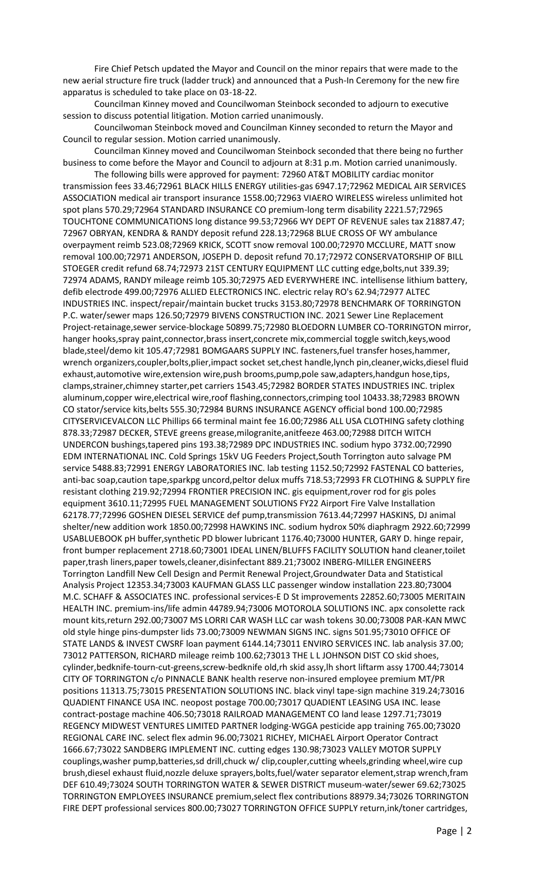Fire Chief Petsch updated the Mayor and Council on the minor repairs that were made to the new aerial structure fire truck (ladder truck) and announced that a Push-In Ceremony for the new fire apparatus is scheduled to take place on 03-18-22.

Councilman Kinney moved and Councilwoman Steinbock seconded to adjourn to executive session to discuss potential litigation. Motion carried unanimously.

Councilwoman Steinbock moved and Councilman Kinney seconded to return the Mayor and Council to regular session. Motion carried unanimously.

Councilman Kinney moved and Councilwoman Steinbock seconded that there being no further business to come before the Mayor and Council to adjourn at 8:31 p.m. Motion carried unanimously.

The following bills were approved for payment: 72960 AT&T MOBILITY cardiac monitor transmission fees 33.46;72961 BLACK HILLS ENERGY utilities-gas 6947.17;72962 MEDICAL AIR SERVICES ASSOCIATION medical air transport insurance 1558.00;72963 VIAERO WIRELESS wireless unlimited hot spot plans 570.29;72964 STANDARD INSURANCE CO premium-long term disability 2221.57;72965 TOUCHTONE COMMUNICATIONS long distance 99.53;72966 WY DEPT OF REVENUE sales tax 21887.47; 72967 OBRYAN, KENDRA & RANDY deposit refund 228.13;72968 BLUE CROSS OF WY ambulance overpayment reimb 523.08;72969 KRICK, SCOTT snow removal 100.00;72970 MCCLURE, MATT snow removal 100.00;72971 ANDERSON, JOSEPH D. deposit refund 70.17;72972 CONSERVATORSHIP OF BILL STOEGER credit refund 68.74;72973 21ST CENTURY EQUIPMENT LLC cutting edge,bolts,nut 339.39; 72974 ADAMS, RANDY mileage reimb 105.30;72975 AED EVERYWHERE INC. intellisense lithium battery, defib electrode 499.00;72976 ALLIED ELECTRONICS INC. electric relay RO's 62.94;72977 ALTEC INDUSTRIES INC. inspect/repair/maintain bucket trucks 3153.80;72978 BENCHMARK OF TORRINGTON P.C. water/sewer maps 126.50;72979 BIVENS CONSTRUCTION INC. 2021 Sewer Line Replacement Project-retainage,sewer service-blockage 50899.75;72980 BLOEDORN LUMBER CO-TORRINGTON mirror, hanger hooks,spray paint,connector,brass insert,concrete mix,commercial toggle switch,keys,wood blade,steel/demo kit 105.47;72981 BOMGAARS SUPPLY INC. fasteners,fuel transfer hoses,hammer, wrench organizers,coupler,bolts,plier,impact socket set,chest handle,lynch pin,cleaner,wicks,diesel fluid exhaust,automotive wire,extension wire,push brooms,pump,pole saw,adapters,handgun hose,tips, clamps,strainer,chimney starter,pet carriers 1543.45;72982 BORDER STATES INDUSTRIES INC. triplex aluminum,copper wire,electrical wire,roof flashing,connectors,crimping tool 10433.38;72983 BROWN CO stator/service kits,belts 555.30;72984 BURNS INSURANCE AGENCY official bond 100.00;72985 CITYSERVICEVALCON LLC Phillips 66 terminal maint fee 16.00;72986 ALL USA CLOTHING safety clothing 878.33;72987 DECKER, STEVE greens grease,milogranite,anitfeeze 463.00;72988 DITCH WITCH UNDERCON bushings,tapered pins 193.38;72989 DPC INDUSTRIES INC. sodium hypo 3732.00;72990 EDM INTERNATIONAL INC. Cold Springs 15kV UG Feeders Project,South Torrington auto salvage PM service 5488.83;72991 ENERGY LABORATORIES INC. lab testing 1152.50;72992 FASTENAL CO batteries, anti-bac soap,caution tape,sparkpg uncord,peltor delux muffs 718.53;72993 FR CLOTHING & SUPPLY fire resistant clothing 219.92;72994 FRONTIER PRECISION INC. gis equipment,rover rod for gis poles equipment 3610.11;72995 FUEL MANAGEMENT SOLUTIONS FY22 Airport Fire Valve Installation 62178.77;72996 GOSHEN DIESEL SERVICE def pump,transmission 7613.44;72997 HASKINS, DJ animal shelter/new addition work 1850.00;72998 HAWKINS INC. sodium hydrox 50% diaphragm 2922.60;72999 USABLUEBOOK pH buffer,synthetic PD blower lubricant 1176.40;73000 HUNTER, GARY D. hinge repair, front bumper replacement 2718.60;73001 IDEAL LINEN/BLUFFS FACILITY SOLUTION hand cleaner,toilet paper,trash liners,paper towels,cleaner,disinfectant 889.21;73002 INBERG-MILLER ENGINEERS Torrington Landfill New Cell Design and Permit Renewal Project,Groundwater Data and Statistical Analysis Project 12353.34;73003 KAUFMAN GLASS LLC passenger window installation 223.80;73004 M.C. SCHAFF & ASSOCIATES INC. professional services-E D St improvements 22852.60;73005 MERITAIN HEALTH INC. premium-ins/life admin 44789.94;73006 MOTOROLA SOLUTIONS INC. apx consolette rack mount kits,return 292.00;73007 MS LORRI CAR WASH LLC car wash tokens 30.00;73008 PAR-KAN MWC old style hinge pins-dumpster lids 73.00;73009 NEWMAN SIGNS INC. signs 501.95;73010 OFFICE OF STATE LANDS & INVEST CWSRF loan payment 6144.14;73011 ENVIRO SERVICES INC. lab analysis 37.00; 73012 PATTERSON, RICHARD mileage reimb 100.62;73013 THE L L JOHNSON DIST CO skid shoes, cylinder,bedknife-tourn-cut-greens,screw-bedknife old,rh skid assy,lh short liftarm assy 1700.44;73014 CITY OF TORRINGTON c/o PINNACLE BANK health reserve non-insured employee premium MT/PR positions 11313.75;73015 PRESENTATION SOLUTIONS INC. black vinyl tape-sign machine 319.24;73016 QUADIENT FINANCE USA INC. neopost postage 700.00;73017 QUADIENT LEASING USA INC. lease contract-postage machine 406.50;73018 RAILROAD MANAGEMENT CO land lease 1297.71;73019 REGENCY MIDWEST VENTURES LIMITED PARTNER lodging-WGGA pesticide app training 765.00;73020 REGIONAL CARE INC. select flex admin 96.00;73021 RICHEY, MICHAEL Airport Operator Contract 1666.67;73022 SANDBERG IMPLEMENT INC. cutting edges 130.98;73023 VALLEY MOTOR SUPPLY couplings,washer pump,batteries,sd drill,chuck w/ clip,coupler,cutting wheels,grinding wheel,wire cup brush,diesel exhaust fluid,nozzle deluxe sprayers,bolts,fuel/water separator element,strap wrench,fram DEF 610.49;73024 SOUTH TORRINGTON WATER & SEWER DISTRICT museum-water/sewer 69.62;73025 TORRINGTON EMPLOYEES INSURANCE premium,select flex contributions 88979.34;73026 TORRINGTON FIRE DEPT professional services 800.00;73027 TORRINGTON OFFICE SUPPLY return,ink/toner cartridges,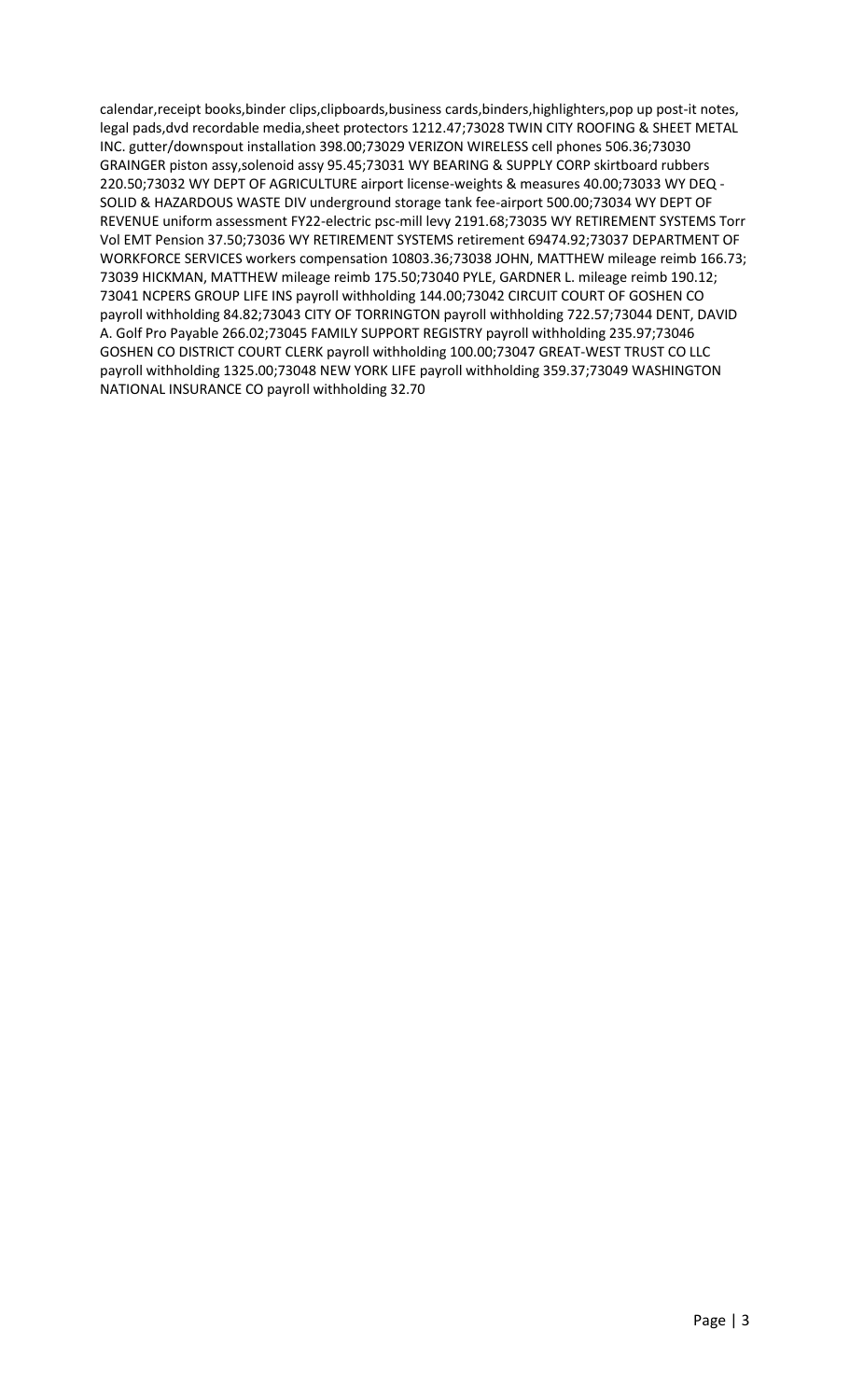calendar,receipt books,binder clips,clipboards,business cards,binders,highlighters,pop up post-it notes, legal pads,dvd recordable media,sheet protectors 1212.47;73028 TWIN CITY ROOFING & SHEET METAL INC. gutter/downspout installation 398.00;73029 VERIZON WIRELESS cell phones 506.36;73030 GRAINGER piston assy,solenoid assy 95.45;73031 WY BEARING & SUPPLY CORP skirtboard rubbers 220.50;73032 WY DEPT OF AGRICULTURE airport license-weights & measures 40.00;73033 WY DEQ - SOLID & HAZARDOUS WASTE DIV underground storage tank fee-airport 500.00;73034 WY DEPT OF REVENUE uniform assessment FY22-electric psc-mill levy 2191.68;73035 WY RETIREMENT SYSTEMS Torr Vol EMT Pension 37.50;73036 WY RETIREMENT SYSTEMS retirement 69474.92;73037 DEPARTMENT OF WORKFORCE SERVICES workers compensation 10803.36;73038 JOHN, MATTHEW mileage reimb 166.73; 73039 HICKMAN, MATTHEW mileage reimb 175.50;73040 PYLE, GARDNER L. mileage reimb 190.12; 73041 NCPERS GROUP LIFE INS payroll withholding 144.00;73042 CIRCUIT COURT OF GOSHEN CO payroll withholding 84.82;73043 CITY OF TORRINGTON payroll withholding 722.57;73044 DENT, DAVID A. Golf Pro Payable 266.02;73045 FAMILY SUPPORT REGISTRY payroll withholding 235.97;73046 GOSHEN CO DISTRICT COURT CLERK payroll withholding 100.00;73047 GREAT-WEST TRUST CO LLC payroll withholding 1325.00;73048 NEW YORK LIFE payroll withholding 359.37;73049 WASHINGTON NATIONAL INSURANCE CO payroll withholding 32.70